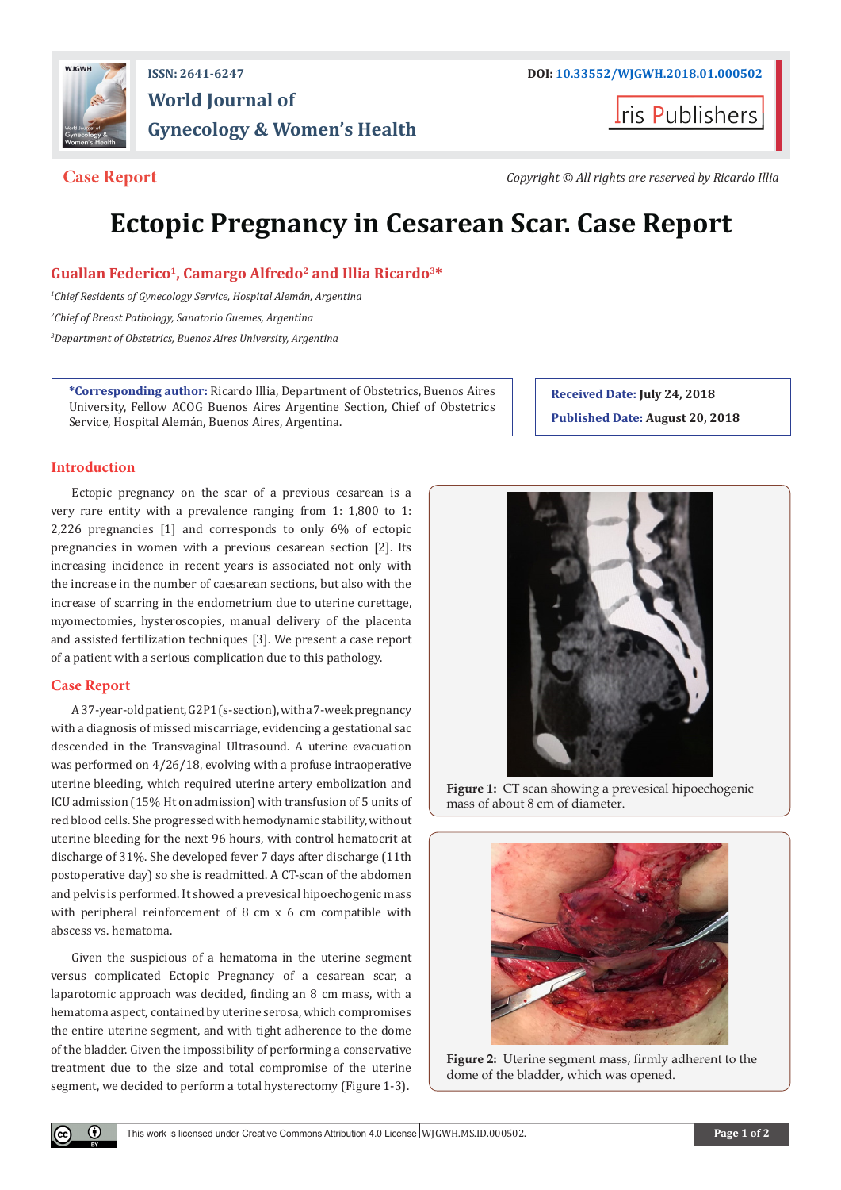ISSN: 2641-6247

DOI: 10.33552/WJGWH.2018.01.000502

World Journal of Gynecology & Women's Health

Iris Publishers

**Case Report**

*Copyright © All rights are reserved by Ricardo Illia*

# Ectopic Pregnancy in Cesarean Scar. Case Report

**Guallan Federico[1], Camargo Alfredo[2] and Illia Ricardo[3]***

[1]*Chief Residents of Gynecology Service, Hospital Alemán, Argentina*

[2]*Chief of Breast Pathology, Sanatorio Guemes, Argentina*

[3]*Department of Obstetrics, Buenos Aires University, Argentina*

***Corresponding author:** Ricardo Illia, Department of Obstetrics, Buenos Aires University, Fellow ACOG Buenos Aires Argentine Section, Chief of Obstetrics Service, Hospital Alemán, Buenos Aires, Argentina.

**Received Date:** July 24, 2018

**Published Date:** August 20, 2018

## Introduction

Ectopic pregnancy on the scar of a previous cesarean is a very rare entity with a prevalence ranging from 1: 1,800 to 1: 2,226 pregnancies [1] and corresponds to only 6% of ectopic pregnancies in women with a previous cesarean section [2]. Its increasing incidence in recent years is associated not only with the increase in the number of caesarean sections, but also with the increase of scarring in the endometrium due to uterine curettage, myomectomies, hysteroscopies, manual delivery of the placenta and assisted fertilization techniques [3]. We present a case report of a patient with a serious complication due to this pathology.

## Case Report

A 37-year-old patient, G2P1 (s-section), with a 7-week pregnancy with a diagnosis of missed miscarriage, evidencing a gestational sac descended in the Transvaginal Ultrasound. A uterine evacuation was performed on 4/26/18, evolving with a profuse intraoperative uterine bleeding, which required uterine artery embolization and ICU admission (15% Ht on admission) with transfusion of 5 units of red blood cells. She progressed with hemodynamic stability, without uterine bleeding for the next 96 hours, with control hematocrit at discharge of 31%. She developed fever 7 days after discharge (11th postoperative day) so she is readmitted. A CT-scan of the abdomen and pelvis is performed. It showed a prevesical hipoechogenic mass with peripheral reinforcement of 8 cm x 6 cm compatible with abscess vs. hematoma.

Given the suspicious of a hematoma in the uterine segment versus complicated Ectopic Pregnancy of a cesarean scar, a laparotomic approach was decided, finding an 8 cm mass, with a hematoma aspect, contained by uterine serosa, which compromises the entire uterine segment, and with tight adherence to the dome of the bladder. Given the impossibility of performing a conservative treatment due to the size and total compromise of the uterine segment, we decided to perform a total hysterectomy (Figure 1-3).

**Figure 1:** CT scan showing a prevesical hipoechogenic mass of about 8 cm of diameter.

**Figure 2:** Uterine segment mass, firmly adherent to the dome of the bladder, which was opened.

This work is licensed under Creative Commons Attribution 4.0 License WJGWH.MS.ID.000502.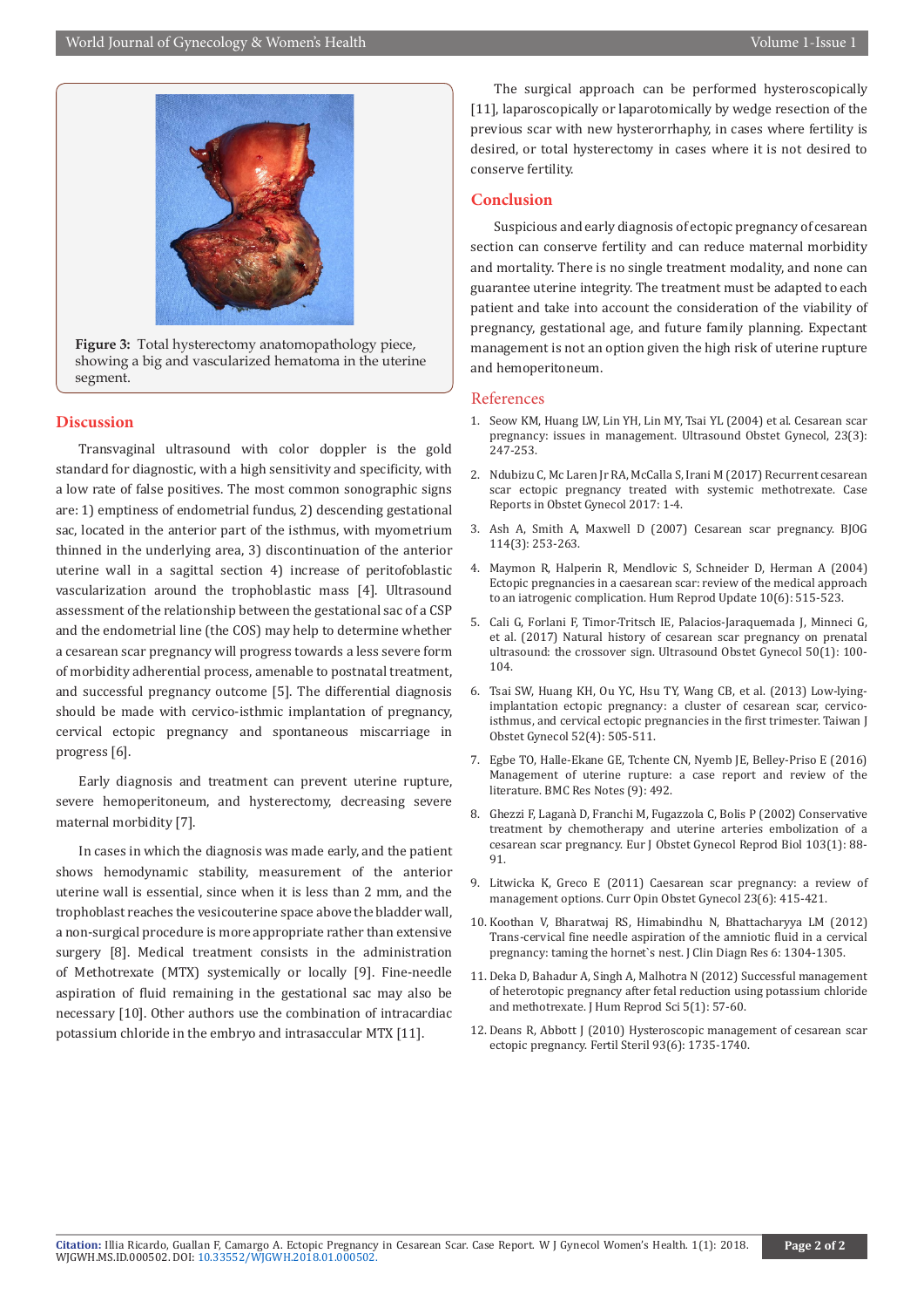Figure 3: Total hysterectomy anatomopathology piece, showing a big and vascularized hematoma in the uterine segment.

## Discussion

Transvaginal ultrasound with color doppler is the gold standard for diagnostic, with a high sensitivity and specificity, with a low rate of false positives. The most common sonographic signs are: 1) emptiness of endometrial fundus, 2) descending gestational sac, located in the anterior part of the isthmus, with myometrium thinned in the underlying area, 3) discontinuation of the anterior uterine wall in a sagittal section 4) increase of peritofoblastic vascularization around the trophoblastic mass [4]. Ultrasound assessment of the relationship between the gestational sac of a CSP and the endometrial line (the COS) may help to determine whether a cesarean scar pregnancy will progress towards a less severe form of morbidity adherential process, amenable to postnatal treatment, and successful pregnancy outcome [5]. The differential diagnosis should be made with cervico-isthmic implantation of pregnancy, cervical ectopic pregnancy and spontaneous miscarriage in progress [6].

Early diagnosis and treatment can prevent uterine rupture, severe hemoperitoneum, and hysterectomy, decreasing severe maternal morbidity [7].

In cases in which the diagnosis was made early, and the patient shows hemodynamic stability, measurement of the anterior uterine wall is essential, since when it is less than 2 mm, and the trophoblast reaches the vesicouterine space above the bladder wall, a non-surgical procedure is more appropriate rather than extensive surgery [8]. Medical treatment consists in the administration of Methotrexate (MTX) systemically or locally [9]. Fine-needle aspiration of fluid remaining in the gestational sac may also be necessary [10]. Other authors use the combination of intracardiac potassium chloride in the embryo and intrasaccular MTX [11].

The surgical approach can be performed hysteroscopically [11], laparoscopically or laparotomically by wedge resection of the previous scar with new hysterorrhaphy, in cases where fertility is desired, or total hysterectomy in cases where it is not desired to conserve fertility.

## Conclusion

Suspicious and early diagnosis of ectopic pregnancy of cesarean section can conserve fertility and can reduce maternal morbidity and mortality. There is no single treatment modality, and none can guarantee uterine integrity. The treatment must be adapted to each patient and take into account the consideration of the viability of pregnancy, gestational age, and future family planning. Expectant management is not an option given the high risk of uterine rupture and hemoperitoneum.

## References

1. Seow KM, Huang LW, Lin YH, Lin MY, Tsai YL (2004) et al. Cesarean scar pregnancy: issues in management. Ultrasound Obstet Gynecol, 23(3): 247-253.
2. Ndubizu C, Mc Laren Jr RA, McCalla S, Irani M (2017) Recurrent cesarean scar ectopic pregnancy treated with systemic methotrexate. Case Reports in Obstet Gynecol 2017: 1-4.
3. Ash A, Smith A, Maxwell D (2007) Cesarean scar pregnancy. BJOG 114(3): 253-263.
4. Maymon R, Halperin R, Mendlovic S, Schneider D, Herman A (2004) Ectopic pregnancies in a caesarean scar: review of the medical approach to an iatrogenic complication. Hum Reprod Update 10(6): 515-523.
5. Cali G, Forlani F, Timor-Tritsch IE, Palacios-Jaraquemada J, Minneci G, et al. (2017) Natural history of cesarean scar pregnancy on prenatal ultrasound: the crossover sign. Ultrasound Obstet Gynecol 50(1): 100-104.
6. Tsai SW, Huang KH, Ou YC, Hsu TY, Wang CB, et al. (2013) Low-lying-implantation ectopic pregnancy: a cluster of cesarean scar, cervico-isthmus, and cervical ectopic pregnancies in the first trimester. Taiwan J Obstet Gynecol 52(4): 505-511.
7. Egbe TO, Halle-Ekane GE, Tchente CN, Nyemb JE, Belley-Priso E (2016) Management of uterine rupture: a case report and review of the literature. BMC Res Notes (9): 492.
8. Ghezzi F, Laganà D, Franchi M, Fugazzola C, Bolis P (2002) Conservative treatment by chemotherapy and uterine arteries embolization of a cesarean scar pregnancy. Eur J Obstet Gynecol Reprod Biol 103(1): 88-91.
9. Litwicka K, Greco E (2011) Caesarean scar pregnancy: a review of management options. Curr Opin Obstet Gynecol 23(6): 415-421.
10. Koothan V, Bharatwaj RS, Himabindhu N, Bhattacharyya LM (2012) Trans-cervical fine needle aspiration of the amniotic fluid in a cervical pregnancy: taming the hornet`s nest. J Clin Diagn Res 6: 1304-1305.
11. Deka D, Bahadur A, Singh A, Malhotra N (2012) Successful management of heterotopic pregnancy after fetal reduction using potassium chloride and methotrexate. J Hum Reprod Sci 5(1): 57-60.
12. Deans R, Abbott J (2010) Hysteroscopic management of cesarean scar ectopic pregnancy. Fertil Steril 93(6): 1735-1740.